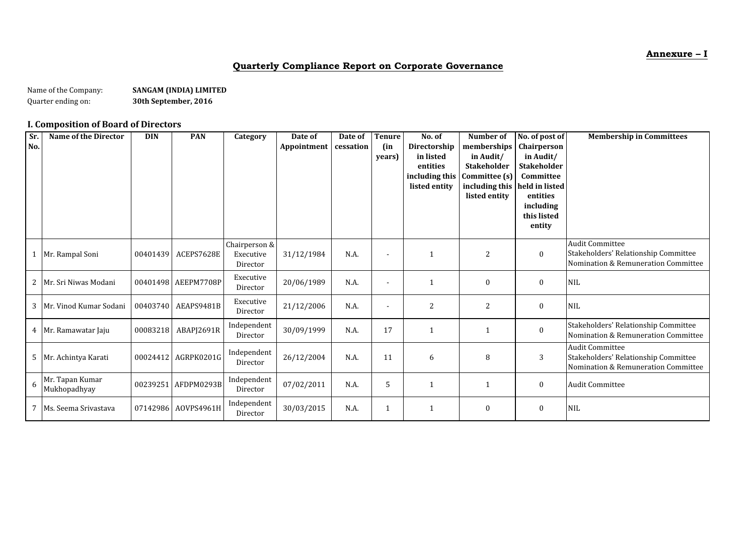**Annexure – I**

## Quarterly Compliance Report on Corporate Governance

Name of the Company: **SANGAM (INDIA) LIMITED**
Quarter ending on: **30th September, 2016**

### I. Composition of Board of Directors

| Sr. No. | Name of the Director | DIN | PAN | Category | Date of Appointment | Date of cessation | Tenure (in years) | No. of Directorship in listed entities including this listed entity | Number of memberships in Audit/ Stakeholder Committee (s) including this listed entity | No. of post of Chairperson in Audit/ Stakeholder Committee held in listed entities including this listed entity | Membership in Committees |
|---|---|---|---|---|---|---|---|---|---|---|---|
| 1 | Mr. Rampal Soni | 00401439 | ACEPS7628E | Chairperson & Executive Director | 31/12/1984 | N.A. | - | 1 | 2 | 0 | Audit Committee<br>Stakeholders' Relationship Committee<br>Nomination & Remuneration Committee |
| 2 | Mr. Sri Niwas Modani | 00401498 | AEEPM7708P | Executive Director | 20/06/1989 | N.A. | - | 1 | 0 | 0 | NIL |
| 3 | Mr. Vinod Kumar Sodani | 00403740 | AEAPS9481B | Executive Director | 21/12/2006 | N.A. | - | 2 | 2 | 0 | NIL |
| 4 | Mr. Ramawatar Jaju | 00083218 | ABAPJ2691R | Independent Director | 30/09/1999 | N.A. | 17 | 1 | 1 | 0 | Stakeholders' Relationship Committee<br>Nomination & Remuneration Committee |
| 5 | Mr. Achintya Karati | 00024412 | AGRPK0201G | Independent Director | 26/12/2004 | N.A. | 11 | 6 | 8 | 3 | Audit Committee<br>Stakeholders' Relationship Committee<br>Nomination & Remuneration Committee |
| 6 | Mr. Tapan Kumar Mukhopadhyay | 00239251 | AFDPM0293B | Independent Director | 07/02/2011 | N.A. | 5 | 1 | 1 | 0 | Audit Committee |
| 7 | Ms. Seema Srivastava | 07142986 | AOVPS4961H | Independent Director | 30/03/2015 | N.A. | 1 | 1 | 0 | 0 | NIL |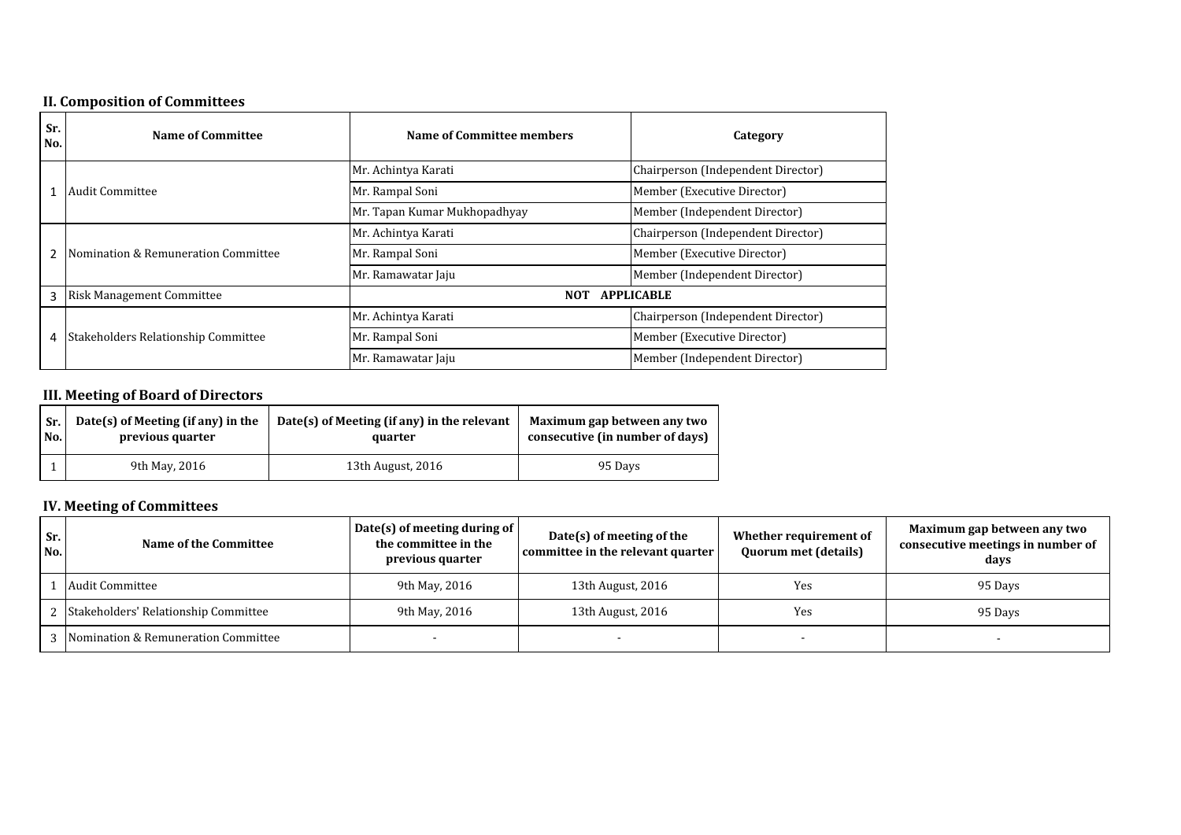## II. Composition of Committees

| Sr. No. | Name of Committee | Name of Committee members | Category |
|---|---|---|---|
| 1 | Audit Committee | Mr. Achintya Karati | Chairperson (Independent Director) |
| | | Mr. Rampal Soni | Member (Executive Director) |
| | | Mr. Tapan Kumar Mukhopadhyay | Member (Independent Director) |
| 2 | Nomination & Remuneration Committee | Mr. Achintya Karati | Chairperson (Independent Director) |
| | | Mr. Rampal Soni | Member (Executive Director) |
| | | Mr. Ramawatar Jaju | Member (Independent Director) |
| 3 | Risk Management Committee | NOT APPLICABLE | |
| 4 | Stakeholders Relationship Committee | Mr. Achintya Karati | Chairperson (Independent Director) |
| | | Mr. Rampal Soni | Member (Executive Director) |
| | | Mr. Ramawatar Jaju | Member (Independent Director) |

## III. Meeting of Board of Directors

| Sr. No. | Date(s) of Meeting (if any) in the previous quarter | Date(s) of Meeting (if any) in the relevant quarter | Maximum gap between any two consecutive (in number of days) |
|---|---|---|---|
| 1 | 9th May, 2016 | 13th August, 2016 | 95 Days |

## IV. Meeting of Committees

| Sr. No. | Name of the Committee | Date(s) of meeting during of the committee in the previous quarter | Date(s) of meeting of the committee in the relevant quarter | Whether requirement of Quorum met (details) | Maximum gap between any two consecutive meetings in number of days |
|---|---|---|---|---|---|
| 1 | Audit Committee | 9th May, 2016 | 13th August, 2016 | Yes | 95 Days |
| 2 | Stakeholders' Relationship Committee | 9th May, 2016 | 13th August, 2016 | Yes | 95 Days |
| 3 | Nomination & Remuneration Committee | - | - | - | - |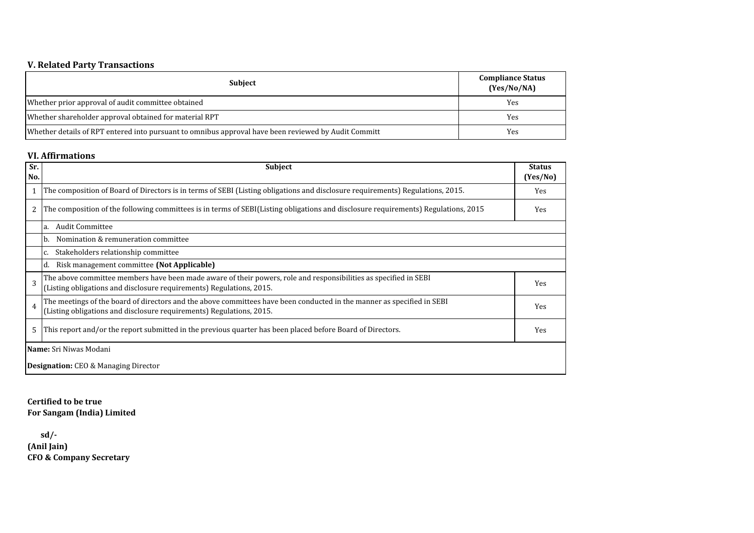### V. Related Party Transactions

| Subject | Compliance Status (Yes/No/NA) |
|---|---|
| Whether prior approval of audit committee obtained | Yes |
| Whether shareholder approval obtained for material RPT | Yes |
| Whether details of RPT entered into pursuant to omnibus approval have been reviewed by Audit Committ | Yes |

### VI. Affirmations

| Sr. No. | Subject | Status (Yes/No) |
|---|---|---|
| 1 | The composition of Board of Directors is in terms of SEBI (Listing obligations and disclosure requirements) Regulations, 2015. | Yes |
| 2 | The composition of the following committees is in terms of SEBI(Listing obligations and disclosure requirements) Regulations, 2015 | Yes |
| | a. Audit Committee | |
| | b. Nomination & remuneration committee | |
| | c. Stakeholders relationship committee | |
| | d. Risk management committee **(Not Applicable)** | |
| 3 | The above committee members have been made aware of their powers, role and responsibilities as specified in SEBI (Listing obligations and disclosure requirements) Regulations, 2015. | Yes |
| 4 | The meetings of the board of directors and the above committees have been conducted in the manner as specified in SEBI (Listing obligations and disclosure requirements) Regulations, 2015. | Yes |
| 5 | This report and/or the report submitted in the previous quarter has been placed before Board of Directors. | Yes |

**Name:** Sri Niwas Modani

**Designation:** CEO & Managing Director

**Certified to be true**
**For Sangam (India) Limited**

**sd/-**
**(Anil Jain)**
**CFO & Company Secretary**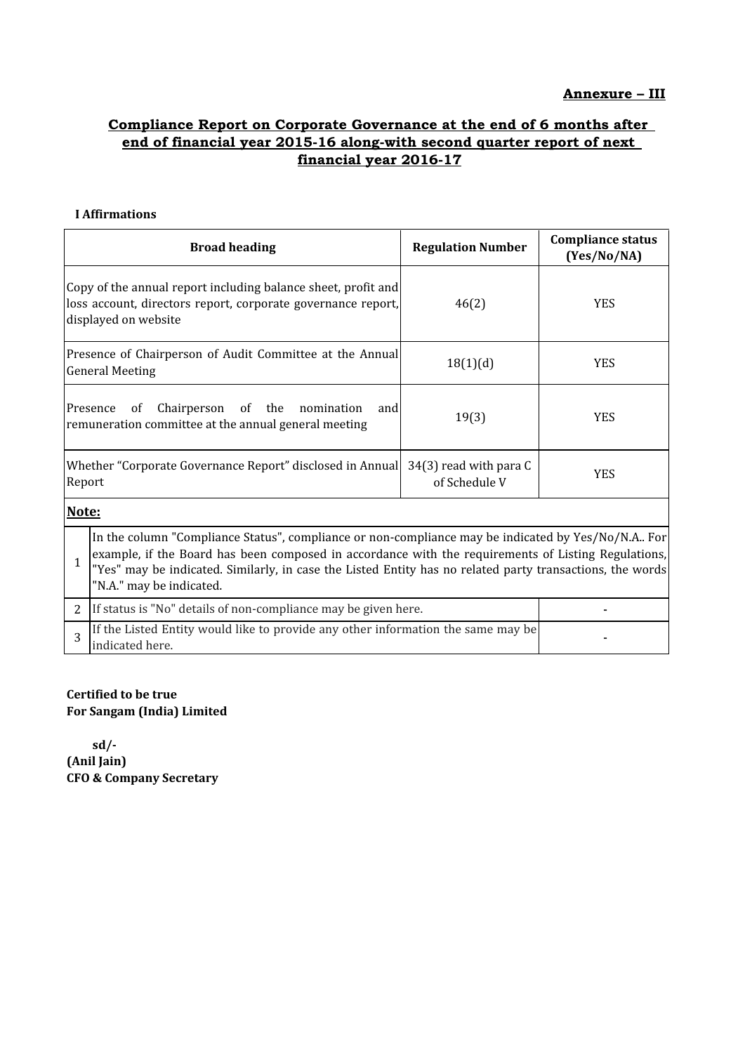**Annexure – III**

## Compliance Report on Corporate Governance at the end of 6 months after end of financial year 2015-16 along-with second quarter report of next financial year 2016-17

### I Affirmations

| Broad heading | Regulation Number | Compliance status (Yes/No/NA) |
|---|---|---|
| Copy of the annual report including balance sheet, profit and loss account, directors report, corporate governance report, displayed on website | 46(2) | YES |
| Presence of Chairperson of Audit Committee at the Annual General Meeting | 18(1)(d) | YES |
| Presence of Chairperson of the nomination and remuneration committee at the annual general meeting | 19(3) | YES |
| Whether "Corporate Governance Report" disclosed in Annual Report | 34(3) read with para C of Schedule V | YES |

**Note:**

| | | |
|---|---|---|
| 1 | In the column "Compliance Status", compliance or non-compliance may be indicated by Yes/No/N.A.. For example, if the Board has been composed in accordance with the requirements of Listing Regulations, "Yes" may be indicated. Similarly, in case the Listed Entity has no related party transactions, the words "N.A." may be indicated. | |
| 2 | If status is "No" details of non-compliance may be given here. | - |
| 3 | If the Listed Entity would like to provide any other information the same may be indicated here. | - |

**Certified to be true**
**For Sangam (India) Limited**

**sd/-**
**(Anil Jain)**
**CFO & Company Secretary**